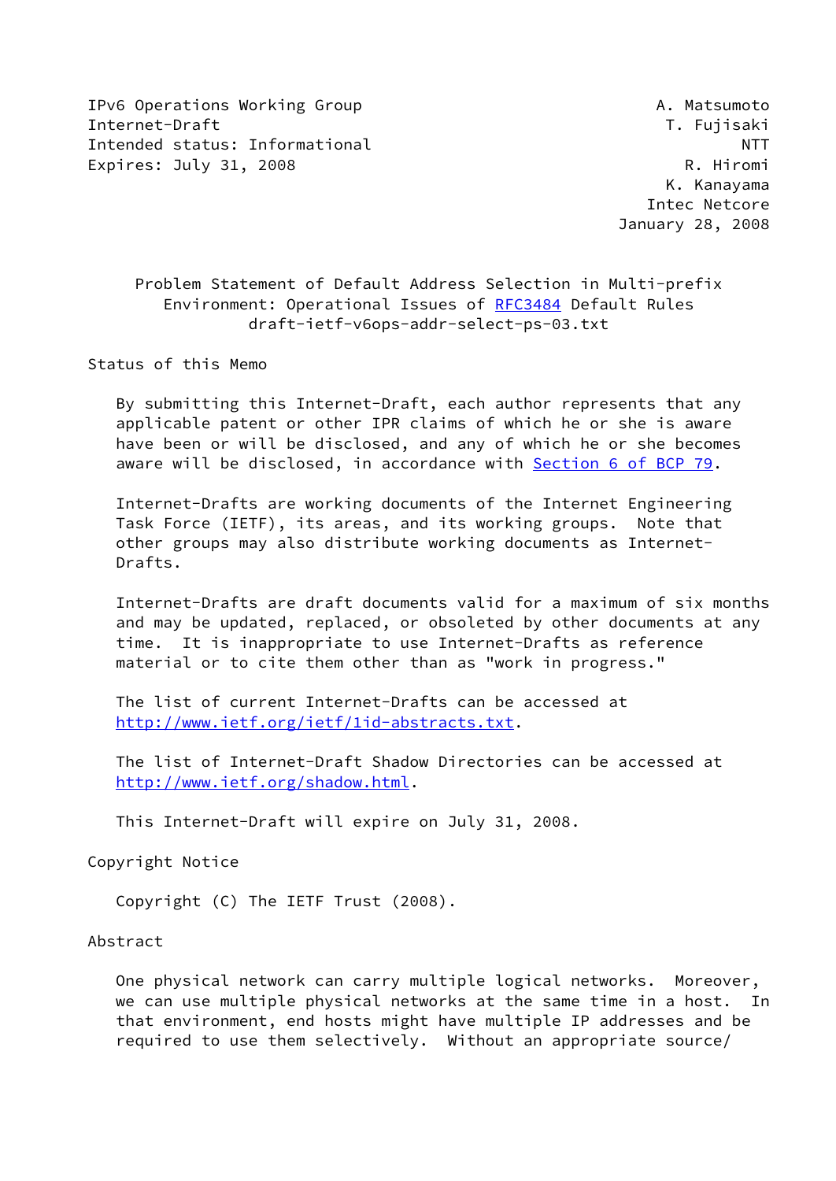IPv6 Operations Working Group A. Matsumoto
Internet-Draft T. Fujisaki
Intended status: Informational NTT
Expires: July 31, 2008 R. Hiromi
K. Kanayama
Intec Netcore
January 28, 2008

# Problem Statement of Default Address Selection in Multi-prefix Environment: Operational Issues of RFC3484 Default Rules

draft-ietf-v6ops-addr-select-ps-03.txt

## Status of this Memo

By submitting this Internet-Draft, each author represents that any applicable patent or other IPR claims of which he or she is aware have been or will be disclosed, and any of which he or she becomes aware will be disclosed, in accordance with Section 6 of BCP 79.

Internet-Drafts are working documents of the Internet Engineering Task Force (IETF), its areas, and its working groups. Note that other groups may also distribute working documents as Internet-Drafts.

Internet-Drafts are draft documents valid for a maximum of six months and may be updated, replaced, or obsoleted by other documents at any time. It is inappropriate to use Internet-Drafts as reference material or to cite them other than as "work in progress."

The list of current Internet-Drafts can be accessed at http://www.ietf.org/ietf/1id-abstracts.txt.

The list of Internet-Draft Shadow Directories can be accessed at http://www.ietf.org/shadow.html.

This Internet-Draft will expire on July 31, 2008.

## Copyright Notice

Copyright (C) The IETF Trust (2008).

## Abstract

One physical network can carry multiple logical networks. Moreover, we can use multiple physical networks at the same time in a host. In that environment, end hosts might have multiple IP addresses and be required to use them selectively. Without an appropriate source/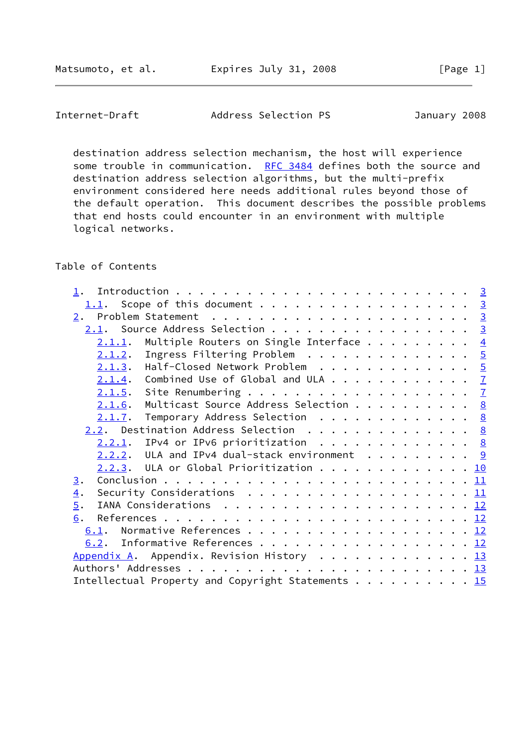destination address selection mechanism, the host will experience some trouble in communication. RFC 3484 defines both the source and destination address selection algorithms, but the multi-prefix environment considered here needs additional rules beyond those of the default operation. This document describes the possible problems that end hosts could encounter in an environment with multiple logical networks.

## Table of Contents

- 1. Introduction . . . . . . . . . . . . . . . . . . . . . . . . 3
  - 1.1. Scope of this document . . . . . . . . . . . . . . . . . 3
- 2. Problem Statement . . . . . . . . . . . . . . . . . . . . . . 3
  - 2.1. Source Address Selection . . . . . . . . . . . . . . . . 3
    - 2.1.1. Multiple Routers on Single Interface . . . . . . . . . 4
    - 2.1.2. Ingress Filtering Problem . . . . . . . . . . . . . . 5
    - 2.1.3. Half-Closed Network Problem . . . . . . . . . . . . . 5
    - 2.1.4. Combined Use of Global and ULA . . . . . . . . . . . . 7
    - 2.1.5. Site Renumbering . . . . . . . . . . . . . . . . . . . 7
    - 2.1.6. Multicast Source Address Selection . . . . . . . . . . 8
    - 2.1.7. Temporary Address Selection . . . . . . . . . . . . . 8
  - 2.2. Destination Address Selection . . . . . . . . . . . . . . 8
    - 2.2.1. IPv4 or IPv6 prioritization . . . . . . . . . . . . . 8
    - 2.2.2. ULA and IPv4 dual-stack environment . . . . . . . . . 9
    - 2.2.3. ULA or Global Prioritization . . . . . . . . . . . . . 10
- 3. Conclusion . . . . . . . . . . . . . . . . . . . . . . . . . . 11
- 4. Security Considerations . . . . . . . . . . . . . . . . . . . 11
- 5. IANA Considerations . . . . . . . . . . . . . . . . . . . . . 12
- 6. References . . . . . . . . . . . . . . . . . . . . . . . . . . 12
  - 6.1. Normative References . . . . . . . . . . . . . . . . . . 12
  - 6.2. Informative References . . . . . . . . . . . . . . . . . 12
- Appendix A. Appendix. Revision History . . . . . . . . . . . . . 13
- Authors' Addresses . . . . . . . . . . . . . . . . . . . . . . . 13
- Intellectual Property and Copyright Statements . . . . . . . . . 15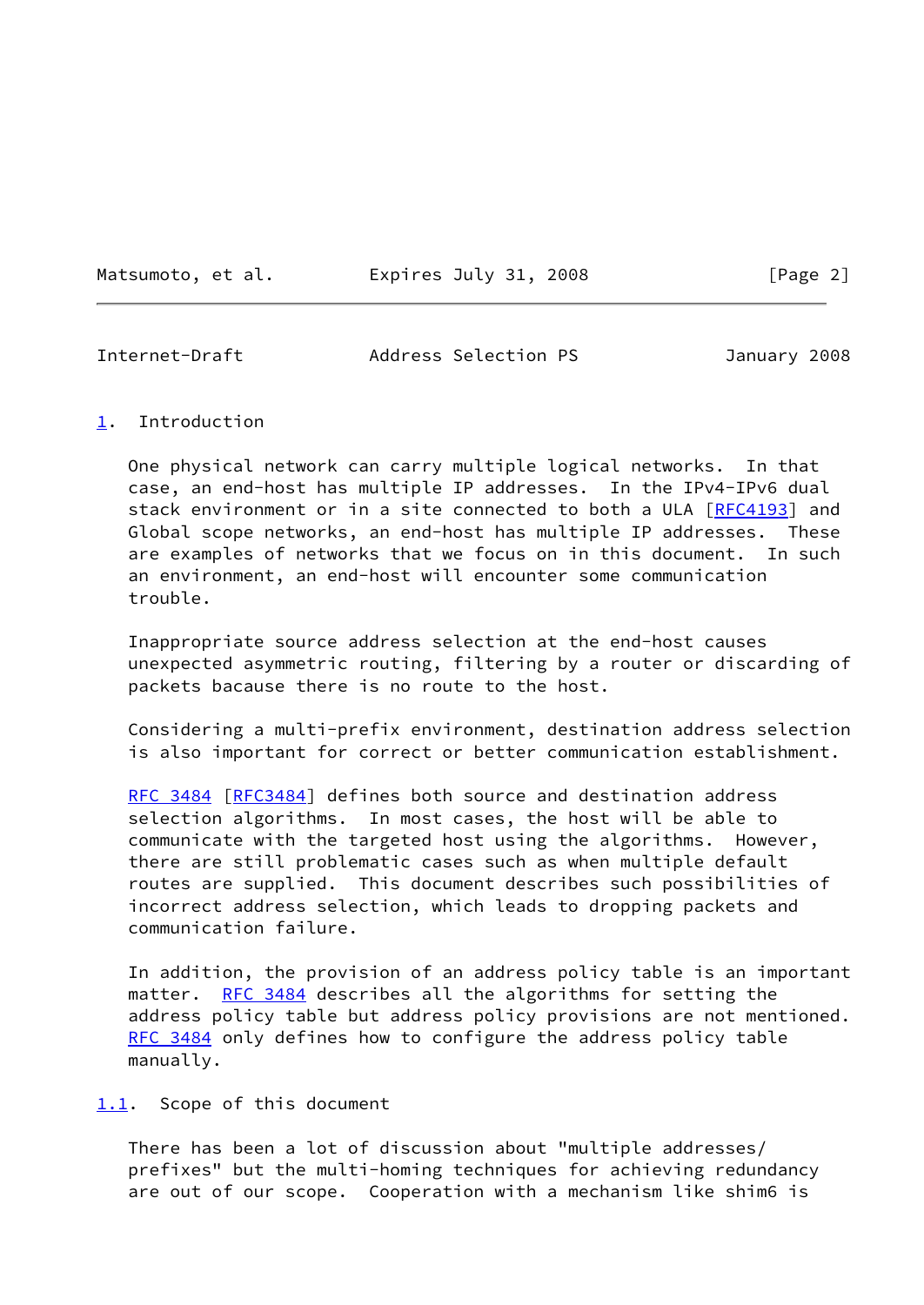## 1. Introduction

One physical network can carry multiple logical networks. In that case, an end-host has multiple IP addresses. In the IPv4-IPv6 dual stack environment or in a site connected to both a ULA [RFC4193] and Global scope networks, an end-host has multiple IP addresses. These are examples of networks that we focus on in this document. In such an environment, an end-host will encounter some communication trouble.

Inappropriate source address selection at the end-host causes unexpected asymmetric routing, filtering by a router or discarding of packets bacause there is no route to the host.

Considering a multi-prefix environment, destination address selection is also important for correct or better communication establishment.

RFC 3484 [RFC3484] defines both source and destination address selection algorithms. In most cases, the host will be able to communicate with the targeted host using the algorithms. However, there are still problematic cases such as when multiple default routes are supplied. This document describes such possibilities of incorrect address selection, which leads to dropping packets and communication failure.

In addition, the provision of an address policy table is an important matter. RFC 3484 describes all the algorithms for setting the address policy table but address policy provisions are not mentioned. RFC 3484 only defines how to configure the address policy table manually.

### 1.1. Scope of this document

There has been a lot of discussion about "multiple addresses/prefixes" but the multi-homing techniques for achieving redundancy are out of our scope. Cooperation with a mechanism like shim6 is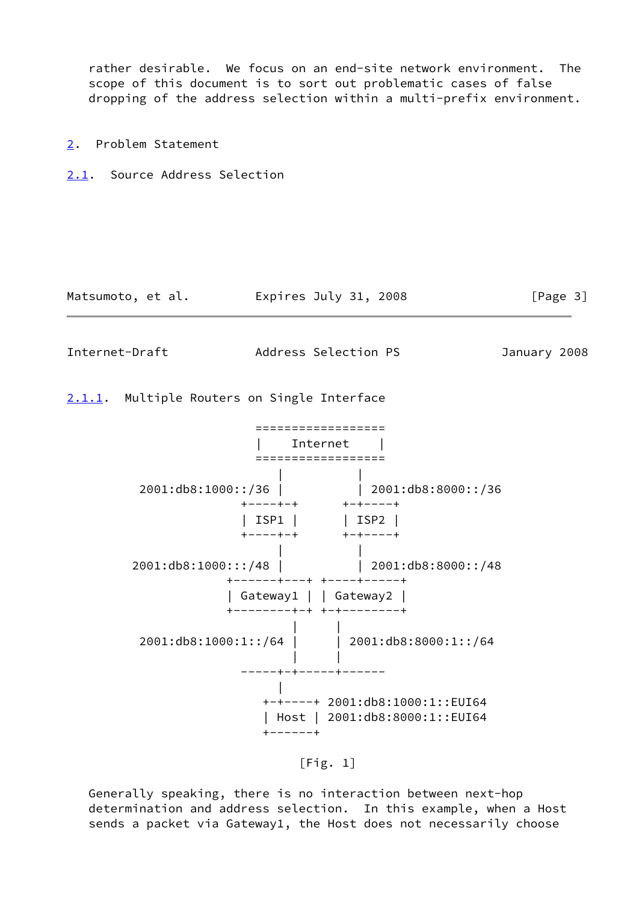rather desirable.  We focus on an end-site network environment.  The scope of this document is to sort out problematic cases of false dropping of the address selection within a multi-prefix environment.

## 2. Problem Statement

### 2.1. Source Address Selection

#### 2.1.1. Multiple Routers on Single Interface

```
                      ==================
                      |    Internet    |
                      ==================
                           |          |
           2001:db8:1000::/36 |          | 2001:db8:8000::/36
                       +----+-+      +-+----+
                       | ISP1 |      | ISP2 |
                       +----+-+      +-+----+
                            |          |
         2001:db8:1000:::/48 |          | 2001:db8:8000::/48
                    +-------+---+ +----+-----+
                    | Gateway1 | | Gateway2 |
                    +--------+-+ +-+--------+
                             |      |
           2001:db8:1000:1::/64 |      | 2001:db8:8000:1::/64
                             |      |
                       -----+-+-----+------
                            |
                         +-+----+ 2001:db8:1000:1::EUI64
                         | Host | 2001:db8:8000:1::EUI64
                         +------+
```

[Fig. 1]

Generally speaking, there is no interaction between next-hop determination and address selection.  In this example, when a Host sends a packet via Gateway1, the Host does not necessarily choose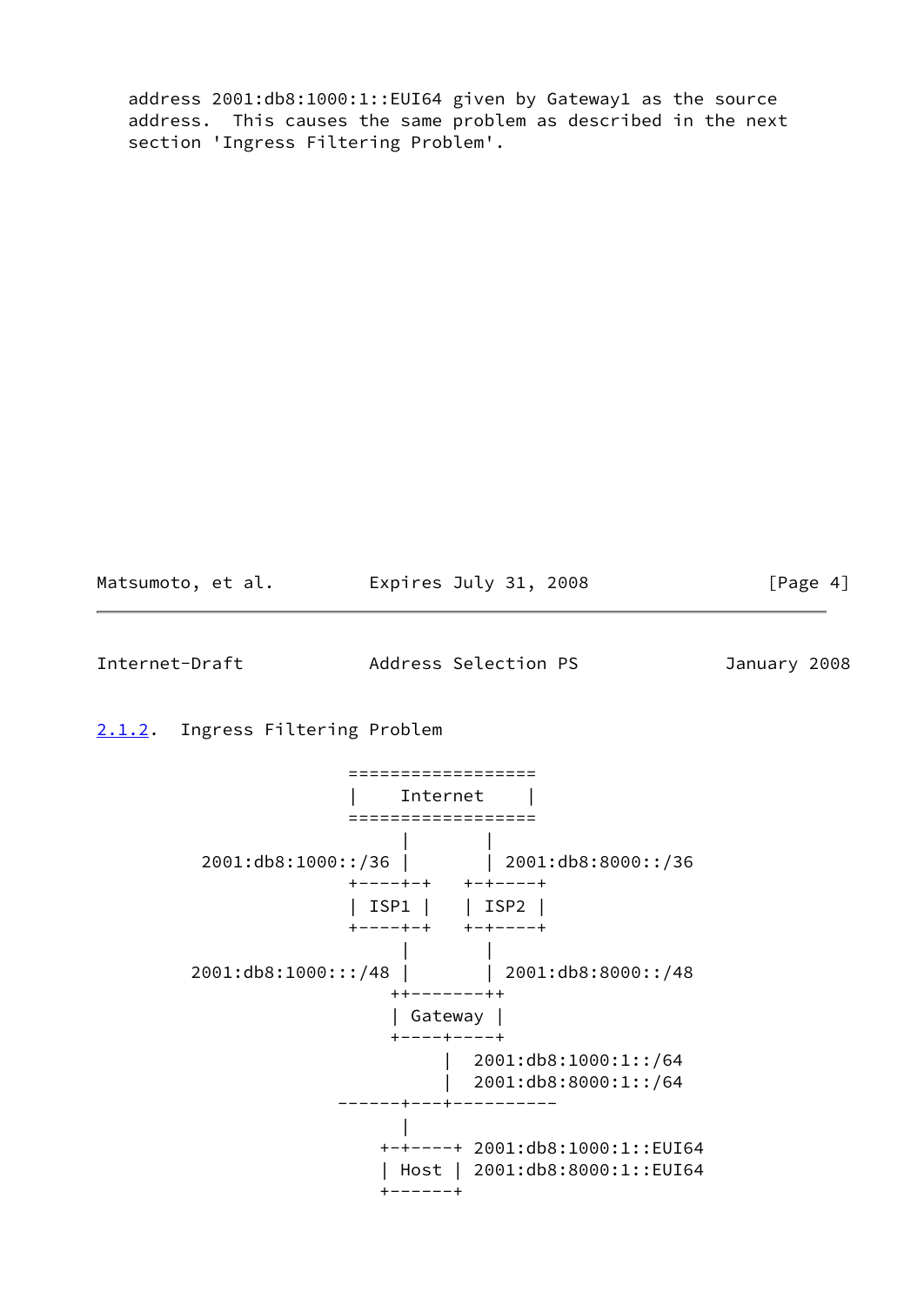address 2001:db8:1000:1::EUI64 given by Gateway1 as the source address. This causes the same problem as described in the next section 'Ingress Filtering Problem'.

### 2.1.2. Ingress Filtering Problem

```
                  ==================
                  |    Internet    |
                  ==================
                       |       |
     2001:db8:1000::/36 |       | 2001:db8:8000::/36
                  +----+-+   +-+----+
                  | ISP1 |   | ISP2 |
                  +----+-+   +-+----+
                       |       |
    2001:db8:1000:::/48 |       | 2001:db8:8000::/48
                      ++-------++
                      | Gateway |
                      +----+----+
                           |  2001:db8:1000:1::/64
                           |  2001:db8:8000:1::/64
                 ------+---+----------
                       |
                     +-+----+ 2001:db8:1000:1::EUI64
                     | Host | 2001:db8:8000:1::EUI64
                     +------+
```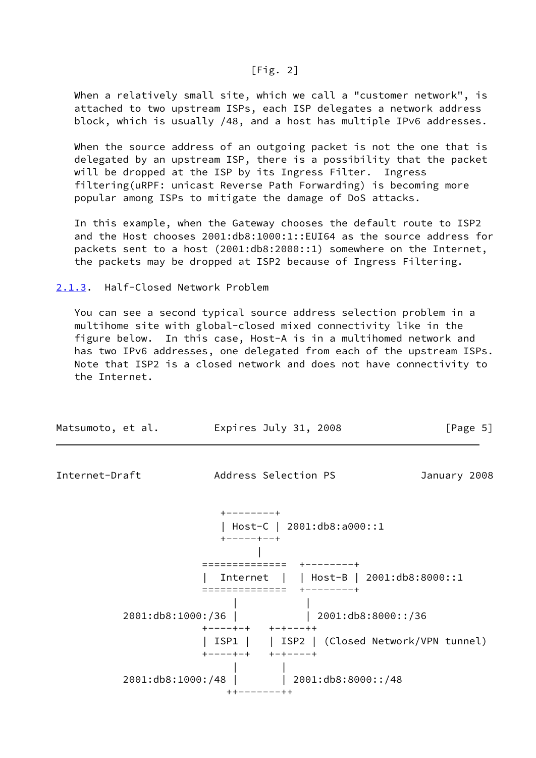[Fig. 2]

When a relatively small site, which we call a "customer network", is attached to two upstream ISPs, each ISP delegates a network address block, which is usually /48, and a host has multiple IPv6 addresses.

When the source address of an outgoing packet is not the one that is delegated by an upstream ISP, there is a possibility that the packet will be dropped at the ISP by its Ingress Filter. Ingress filtering(uRPF: unicast Reverse Path Forwarding) is becoming more popular among ISPs to mitigate the damage of DoS attacks.

In this example, when the Gateway chooses the default route to ISP2 and the Host chooses 2001:db8:1000:1::EUI64 as the source address for packets sent to a host (2001:db8:2000::1) somewhere on the Internet, the packets may be dropped at ISP2 because of Ingress Filtering.

### 2.1.3. Half-Closed Network Problem

You can see a second typical source address selection problem in a multihome site with global-closed mixed connectivity like in the figure below. In this case, Host-A is in a multihomed network and has two IPv6 addresses, one delegated from each of the upstream ISPs. Note that ISP2 is a closed network and does not have connectivity to the Internet.

```
                    +--------+
                    | Host-C | 2001:db8:a000::1
                    +-----+--+
                          |
                 =============  +--------+
                 |  Internet  |  | Host-B | 2001:db8:8000::1
                 =============  +--------+
                        |           |
      2001:db8:1000:/36 |           | 2001:db8:8000::/36
                 +----+-+    +-+---++
                 | ISP1 |    | ISP2 | (Closed Network/VPN tunnel)
                 +----+-+    +-+----+
                        |       |
      2001:db8:1000:/48 |       | 2001:db8:8000::/48
                       ++-------++
```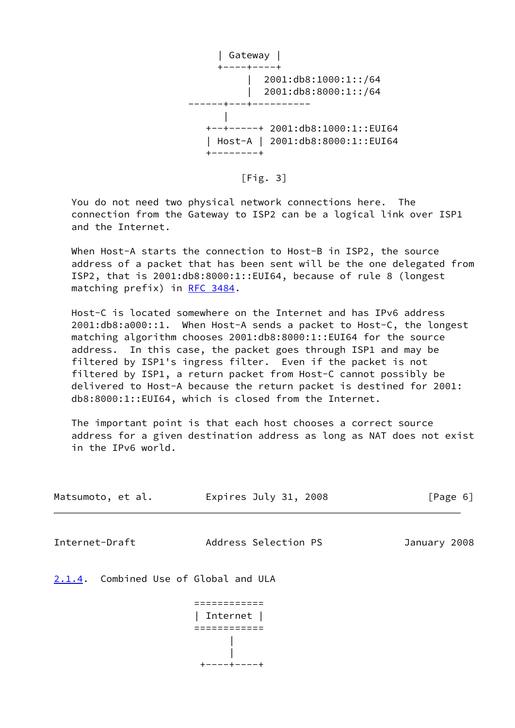```
                     | Gateway |
                     +----+----+
                          |  2001:db8:1000:1::/64
                          |  2001:db8:8000:1::/64
                ------+---+----------
                      |
                   +--+-----+ 2001:db8:1000:1::EUI64
                   | Host-A | 2001:db8:8000:1::EUI64
                   +--------+
```

[Fig. 3]

You do not need two physical network connections here. The connection from the Gateway to ISP2 can be a logical link over ISP1 and the Internet.

When Host-A starts the connection to Host-B in ISP2, the source address of a packet that has been sent will be the one delegated from ISP2, that is 2001:db8:8000:1::EUI64, because of rule 8 (longest matching prefix) in RFC 3484.

Host-C is located somewhere on the Internet and has IPv6 address 2001:db8:a000::1. When Host-A sends a packet to Host-C, the longest matching algorithm chooses 2001:db8:8000:1::EUI64 for the source address. In this case, the packet goes through ISP1 and may be filtered by ISP1's ingress filter. Even if the packet is not filtered by ISP1, a return packet from Host-C cannot possibly be delivered to Host-A because the return packet is destined for 2001:db8:8000:1::EUI64, which is closed from the Internet.

The important point is that each host chooses a correct source address for a given destination address as long as NAT does not exist in the IPv6 world.

### 2.1.4. Combined Use of Global and ULA

```
                    ============
                    | Internet |
                    ============
                         |
                         |
                     +----+----+
```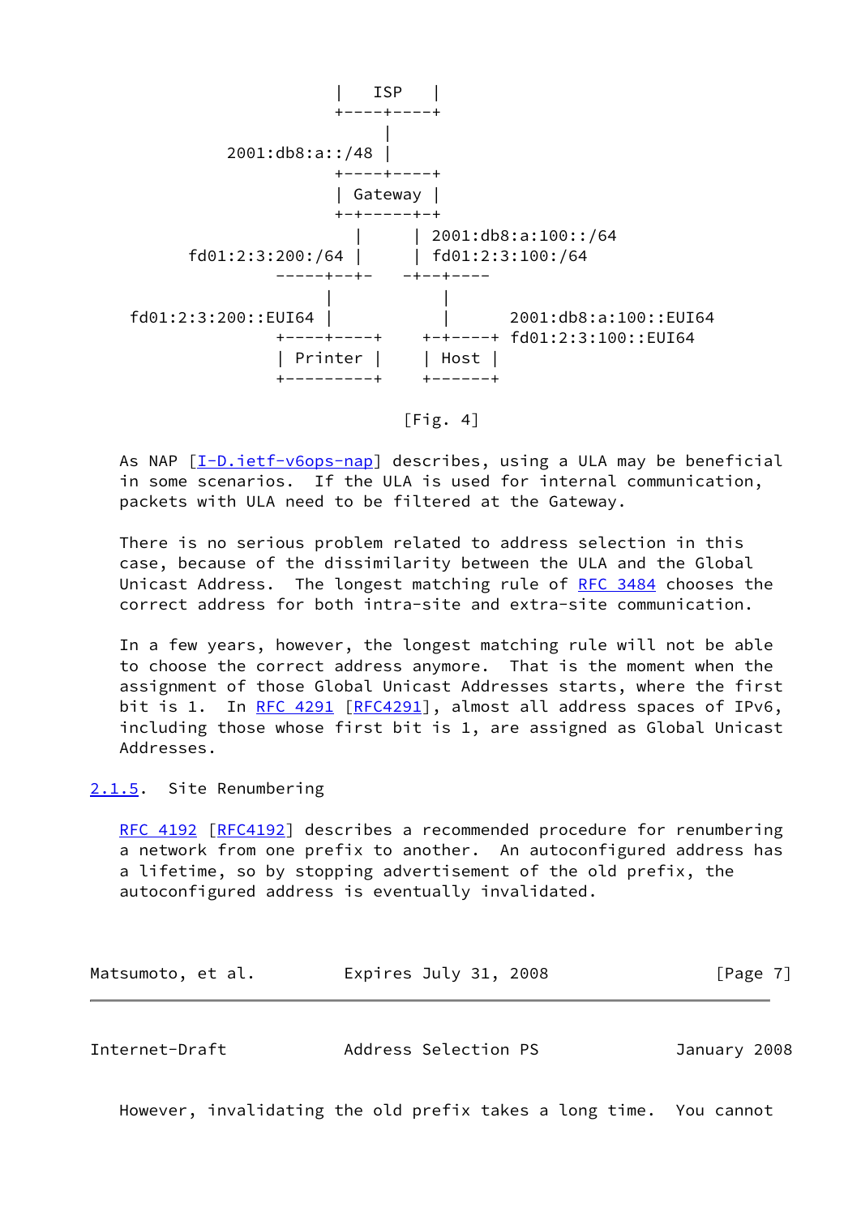```
                       |   ISP   |
                       +----+----+
                            |
             2001:db8:a::/48 |
                       +----+----+
                       | Gateway |
                       +-+-----+-+
                         |     | 2001:db8:a:100::/64
        fd01:2:3:200:/64 |     | fd01:2:3:100:/64
                 -----+--+-   -+--+----
                      |           |
     fd01:2:3:200::EUI64 |        |      2001:db8:a:100::EUI64
                 +----+----+    +-+-----+ fd01:2:3:100::EUI64
                 | Printer |    | Host  |
                 +---------+    +-------+

                            [Fig. 4]
```

As NAP [I-D.ietf-v6ops-nap] describes, using a ULA may be beneficial in some scenarios. If the ULA is used for internal communication, packets with ULA need to be filtered at the Gateway.

There is no serious problem related to address selection in this case, because of the dissimilarity between the ULA and the Global Unicast Address. The longest matching rule of RFC 3484 chooses the correct address for both intra-site and extra-site communication.

In a few years, however, the longest matching rule will not be able to choose the correct address anymore. That is the moment when the assignment of those Global Unicast Addresses starts, where the first bit is 1. In RFC 4291 [RFC4291], almost all address spaces of IPv6, including those whose first bit is 1, are assigned as Global Unicast Addresses.

### 2.1.5. Site Renumbering

RFC 4192 [RFC4192] describes a recommended procedure for renumbering a network from one prefix to another. An autoconfigured address has a lifetime, so by stopping advertisement of the old prefix, the autoconfigured address is eventually invalidated.

However, invalidating the old prefix takes a long time. You cannot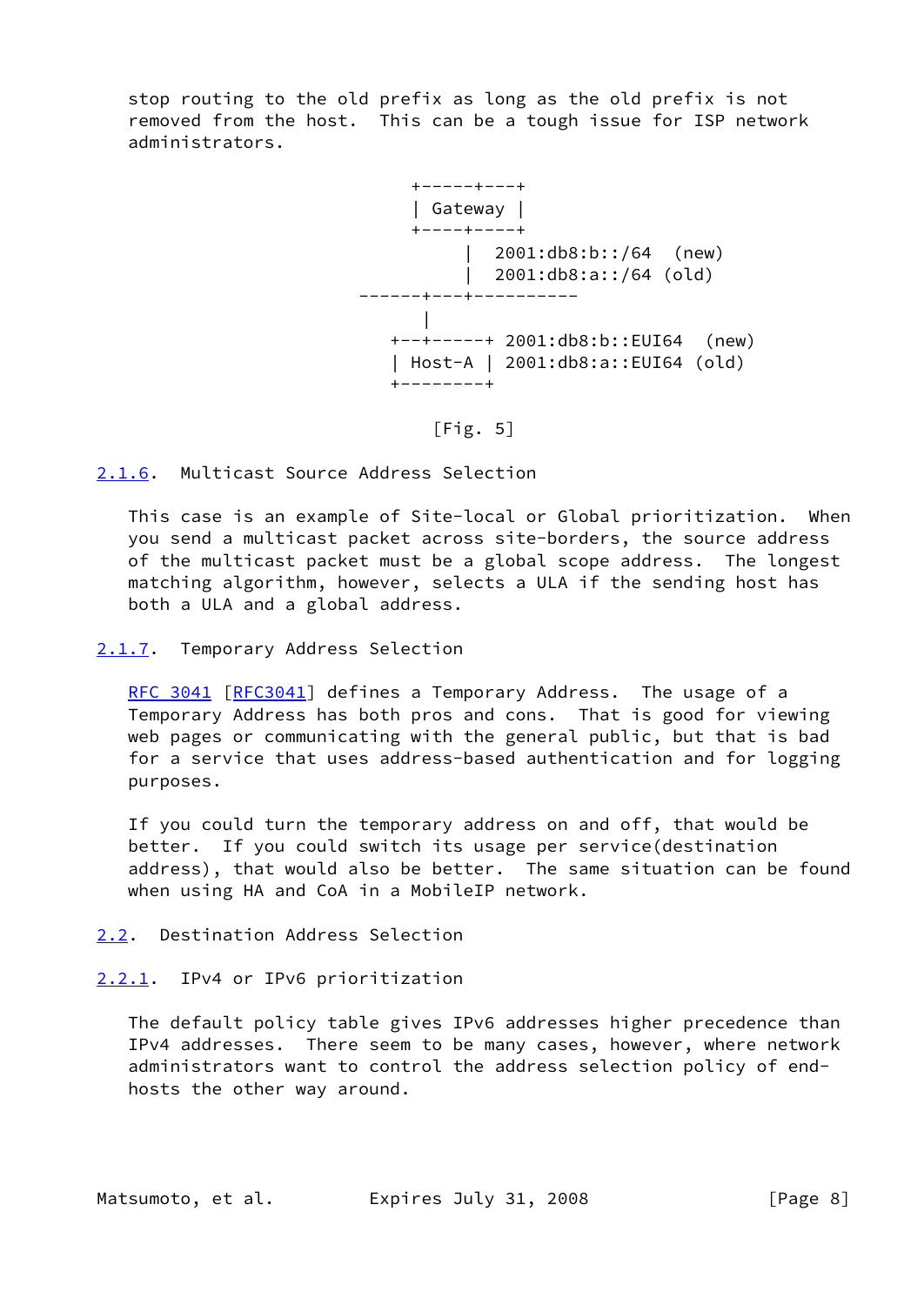stop routing to the old prefix as long as the old prefix is not removed from the host. This can be a tough issue for ISP network administrators.

```
                        +-----+---+
                        | Gateway |
                        +----+----+
                             |  2001:db8:b::/64  (new)
                             |  2001:db8:a::/64 (old)
                   ------+---+----------
                         |
                      +--+-----+ 2001:db8:b::EUI64  (new)
                      | Host-A | 2001:db8:a::EUI64 (old)
                      +--------+
```

[Fig. 5]

### 2.1.6. Multicast Source Address Selection

This case is an example of Site-local or Global prioritization. When you send a multicast packet across site-borders, the source address of the multicast packet must be a global scope address. The longest matching algorithm, however, selects a ULA if the sending host has both a ULA and a global address.

### 2.1.7. Temporary Address Selection

RFC 3041 [RFC3041] defines a Temporary Address. The usage of a Temporary Address has both pros and cons. That is good for viewing web pages or communicating with the general public, but that is bad for a service that uses address-based authentication and for logging purposes.

If you could turn the temporary address on and off, that would be better. If you could switch its usage per service(destination address), that would also be better. The same situation can be found when using HA and CoA in a MobileIP network.

## 2.2. Destination Address Selection

### 2.2.1. IPv4 or IPv6 prioritization

The default policy table gives IPv6 addresses higher precedence than IPv4 addresses. There seem to be many cases, however, where network administrators want to control the address selection policy of end-hosts the other way around.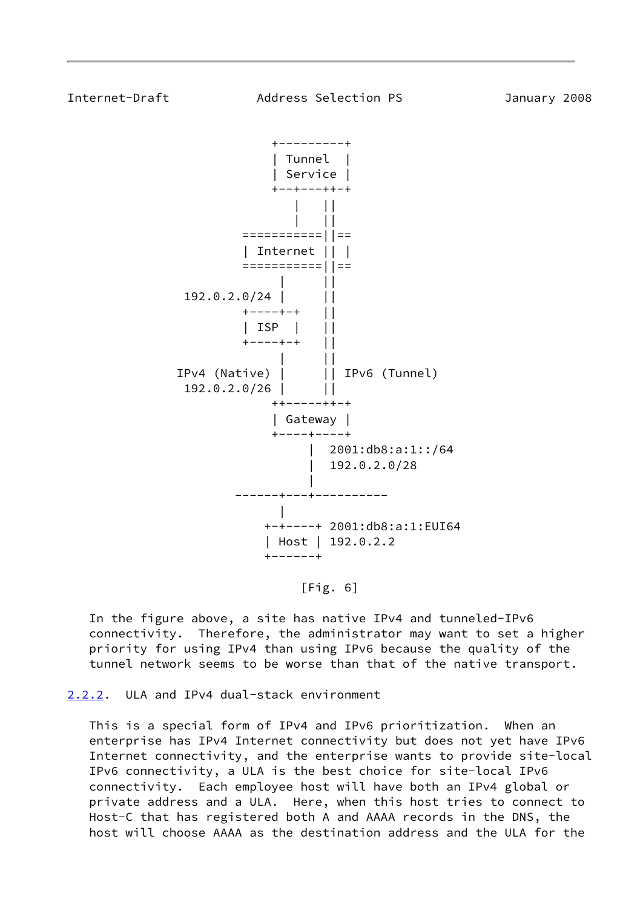```
                  +---------+
                  | Tunnel  |
                  | Service |
                  +--+---++-+
                     |   ||
                     |   ||
              ===========||==
              | Internet || |
              ===========||==
                    |     ||
       192.0.2.0/24 |     ||
              +----+-+    ||
              | ISP  |    ||
              +----+-+    ||
                    |     ||
      IPv4 (Native) |     || IPv6 (Tunnel)
       192.0.2.0/26 |     ||
                  ++-----++-+
                  | Gateway |
                  +----+----+
                       |  2001:db8:a:1::/64
                       |  192.0.2.0/28
                       |
             ------+---+----------
                   |
                 +-+----+ 2001:db8:a:1:EUI64
                 | Host | 192.0.2.2
                 +------+
```

[Fig. 6]

In the figure above, a site has native IPv4 and tunneled-IPv6 connectivity. Therefore, the administrator may want to set a higher priority for using IPv4 than using IPv6 because the quality of the tunnel network seems to be worse than that of the native transport.

### 2.2.2. ULA and IPv4 dual-stack environment

This is a special form of IPv4 and IPv6 prioritization. When an enterprise has IPv4 Internet connectivity but does not yet have IPv6 Internet connectivity, and the enterprise wants to provide site-local IPv6 connectivity, a ULA is the best choice for site-local IPv6 connectivity. Each employee host will have both an IPv4 global or private address and a ULA. Here, when this host tries to connect to Host-C that has registered both A and AAAA records in the DNS, the host will choose AAAA as the destination address and the ULA for the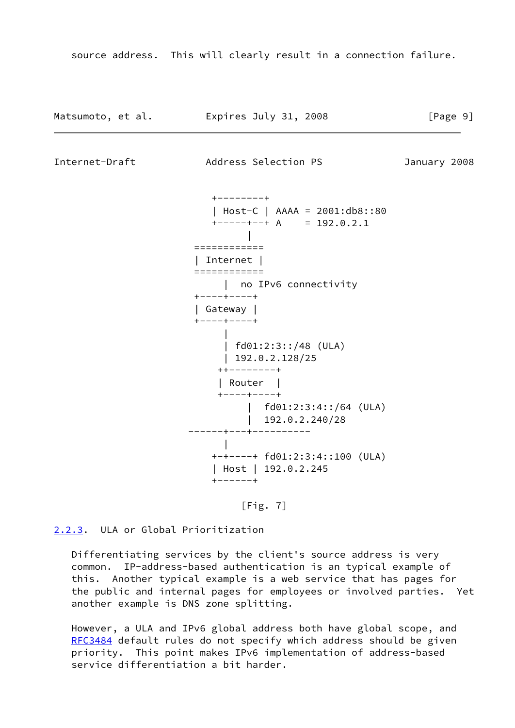source address. This will clearly result in a connection failure.

```
                  +---------+
                  | Host-C | AAAA = 2001:db8::80
                  +-----+--+ A    = 192.0.2.1
                        |
               ============
               | Internet |
               ============
                     |  no IPv6 connectivity
               +----+----+
               | Gateway |
               +----+----+
                     |
                     | fd01:2:3::/48 (ULA)
                     | 192.0.2.128/25
                   ++--------+
                   | Router  |
                   +----+----+
                        |  fd01:2:3:4::/64 (ULA)
                        |  192.0.2.240/28
              ------+---+----------
                     |
                  +-+----+ fd01:2:3:4::100 (ULA)
                  | Host | 192.0.2.245
                  +------+
```

[Fig. 7]

### 2.2.3. ULA or Global Prioritization

Differentiating services by the client's source address is very common. IP-address-based authentication is an typical example of this. Another typical example is a web service that has pages for the public and internal pages for employees or involved parties. Yet another example is DNS zone splitting.

However, a ULA and IPv6 global address both have global scope, and RFC3484 default rules do not specify which address should be given priority. This point makes IPv6 implementation of address-based service differentiation a bit harder.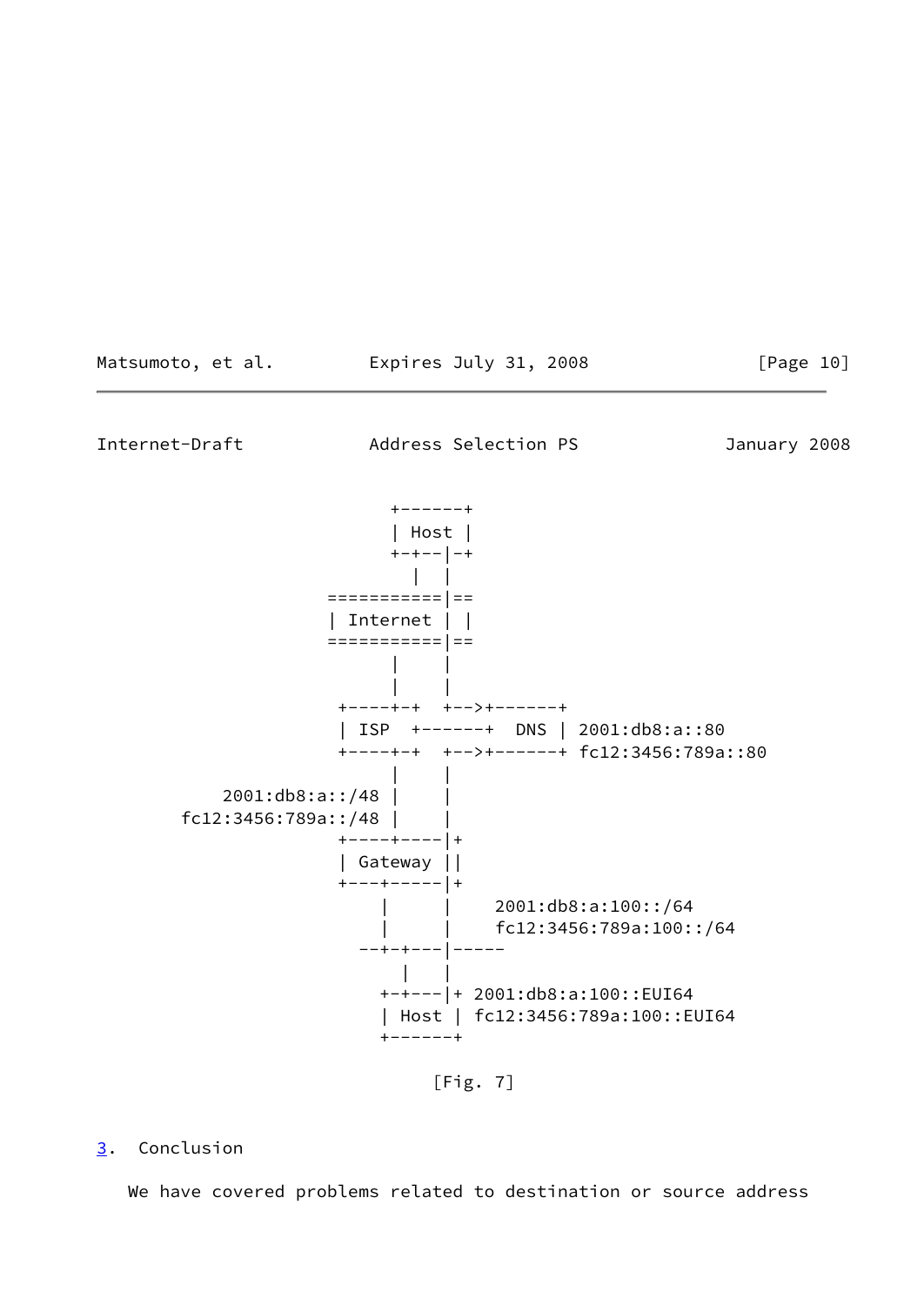```
                       +------+
                       | Host |
                       +-+--|-+
                         |  |
                  ===========|==
                  | Internet | |
                  ===========|==
                        |    |
                        |    |
                   +----+-+  +-->+------+
                   | ISP  +------+  DNS | 2001:db8:a::80
                   +----+-+  +-->+------+ fc12:3456:789a::80
                        |    |
            2001:db8:a::/48 |    |
        fc12:3456:789a::/48 |    |
                   +----+----|+
                   | Gateway ||
                   +---+-----|+
                       |     |    2001:db8:a:100::/64
                       |     |    fc12:3456:789a:100::/64
                     --+-+---|-----
                         |   |
                       +-+---|+ 2001:db8:a:100::EUI64
                       | Host | fc12:3456:789a:100::EUI64
                       +------+
```

[Fig. 7]

## 3. Conclusion

We have covered problems related to destination or source address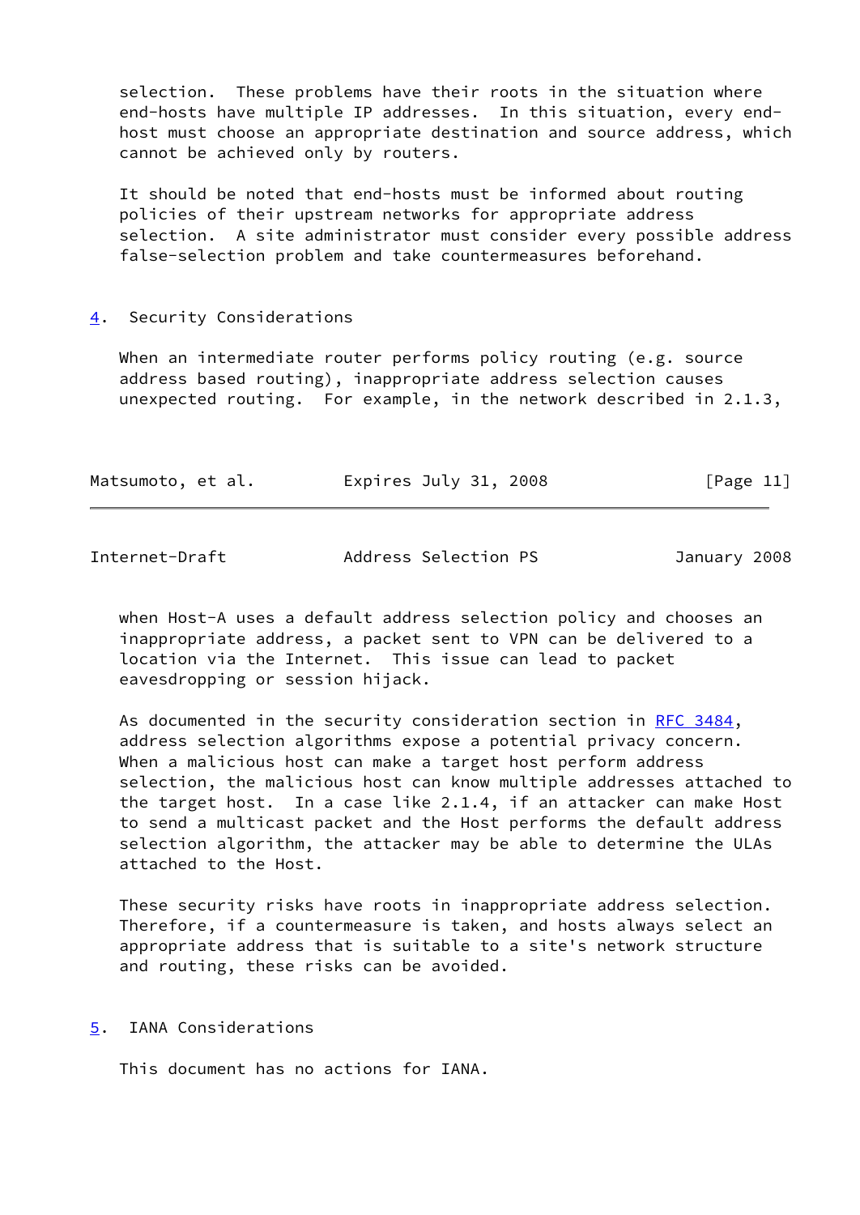selection. These problems have their roots in the situation where end-hosts have multiple IP addresses. In this situation, every end-host must choose an appropriate destination and source address, which cannot be achieved only by routers.

It should be noted that end-hosts must be informed about routing policies of their upstream networks for appropriate address selection. A site administrator must consider every possible address false-selection problem and take countermeasures beforehand.

## 4. Security Considerations

When an intermediate router performs policy routing (e.g. source address based routing), inappropriate address selection causes unexpected routing. For example, in the network described in 2.1.3, when Host-A uses a default address selection policy and chooses an inappropriate address, a packet sent to VPN can be delivered to a location via the Internet. This issue can lead to packet eavesdropping or session hijack.

As documented in the security consideration section in RFC 3484, address selection algorithms expose a potential privacy concern. When a malicious host can make a target host perform address selection, the malicious host can know multiple addresses attached to the target host. In a case like 2.1.4, if an attacker can make Host to send a multicast packet and the Host performs the default address selection algorithm, the attacker may be able to determine the ULAs attached to the Host.

These security risks have roots in inappropriate address selection. Therefore, if a countermeasure is taken, and hosts always select an appropriate address that is suitable to a site's network structure and routing, these risks can be avoided.

## 5. IANA Considerations

This document has no actions for IANA.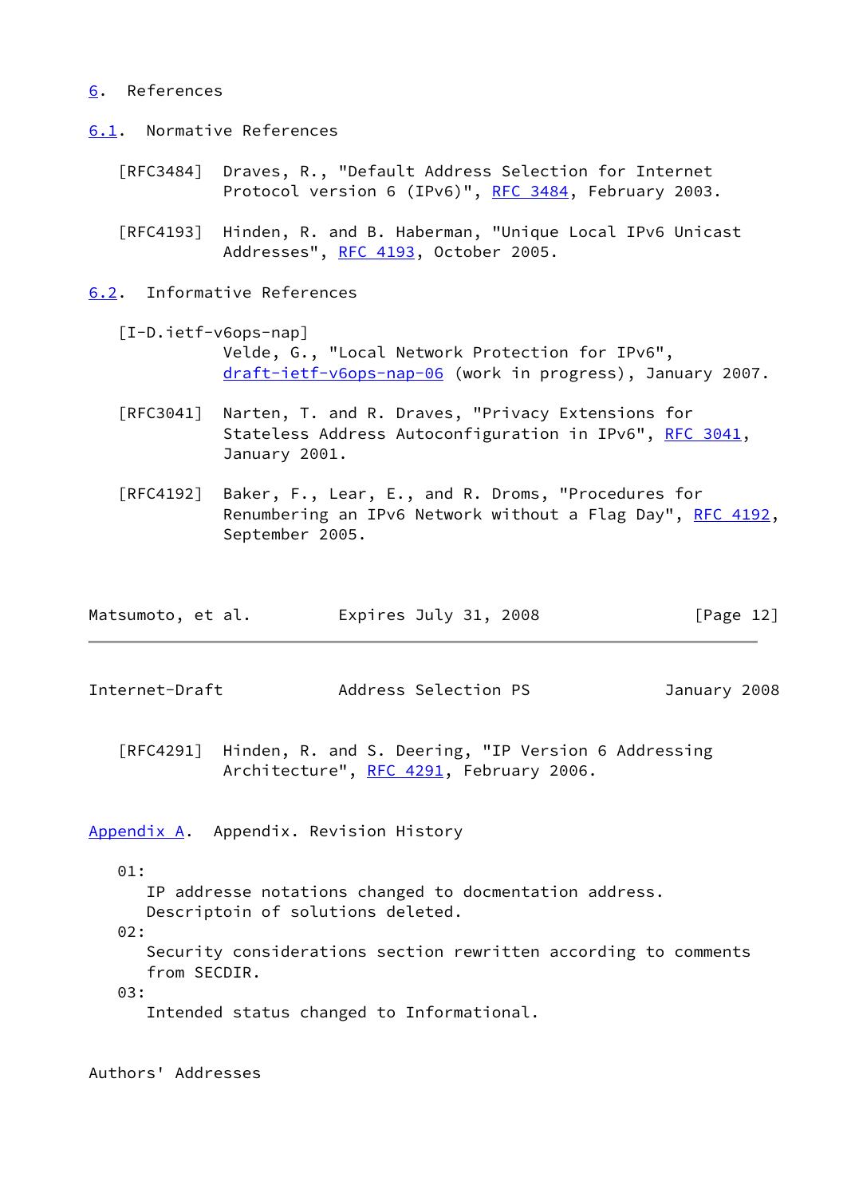# 6. References

## 6.1. Normative References

[RFC3484] Draves, R., "Default Address Selection for Internet Protocol version 6 (IPv6)", RFC 3484, February 2003.

[RFC4193] Hinden, R. and B. Haberman, "Unique Local IPv6 Unicast Addresses", RFC 4193, October 2005.

## 6.2. Informative References

[I-D.ietf-v6ops-nap] Velde, G., "Local Network Protection for IPv6", draft-ietf-v6ops-nap-06 (work in progress), January 2007.

[RFC3041] Narten, T. and R. Draves, "Privacy Extensions for Stateless Address Autoconfiguration in IPv6", RFC 3041, January 2001.

[RFC4192] Baker, F., Lear, E., and R. Droms, "Procedures for Renumbering an IPv6 Network without a Flag Day", RFC 4192, September 2005.

[RFC4291] Hinden, R. and S. Deering, "IP Version 6 Addressing Architecture", RFC 4291, February 2006.

# Appendix A. Appendix. Revision History

01:
IP addresse notations changed to docmentation address. Descriptoin of solutions deleted.

02:
Security considerations section rewritten according to comments from SECDIR.

03:
Intended status changed to Informational.

# Authors' Addresses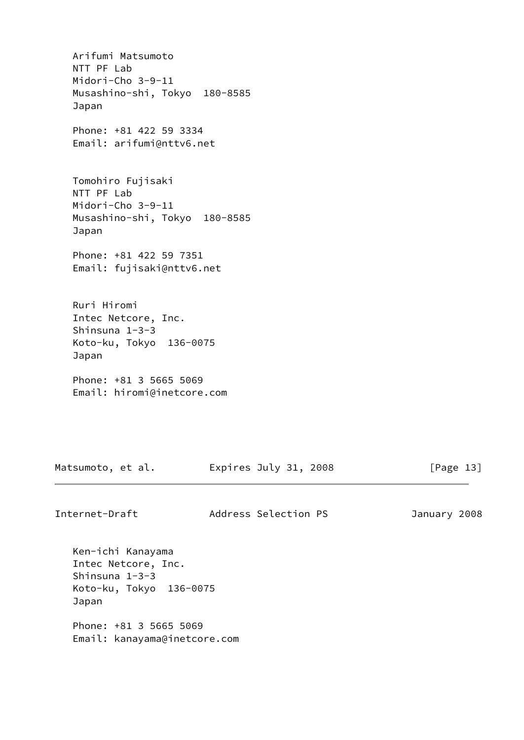Arifumi Matsumoto
NTT PF Lab
Midori-Cho 3-9-11
Musashino-shi, Tokyo  180-8585
Japan

Phone: +81 422 59 3334
Email: arifumi@nttv6.net

Tomohiro Fujisaki
NTT PF Lab
Midori-Cho 3-9-11
Musashino-shi, Tokyo  180-8585
Japan

Phone: +81 422 59 7351
Email: fujisaki@nttv6.net

Ruri Hiromi
Intec Netcore, Inc.
Shinsuna 1-3-3
Koto-ku, Tokyo  136-0075
Japan

Phone: +81 3 5665 5069
Email: hiromi@inetcore.com

Ken-ichi Kanayama
Intec Netcore, Inc.
Shinsuna 1-3-3
Koto-ku, Tokyo  136-0075
Japan

Phone: +81 3 5665 5069
Email: kanayama@inetcore.com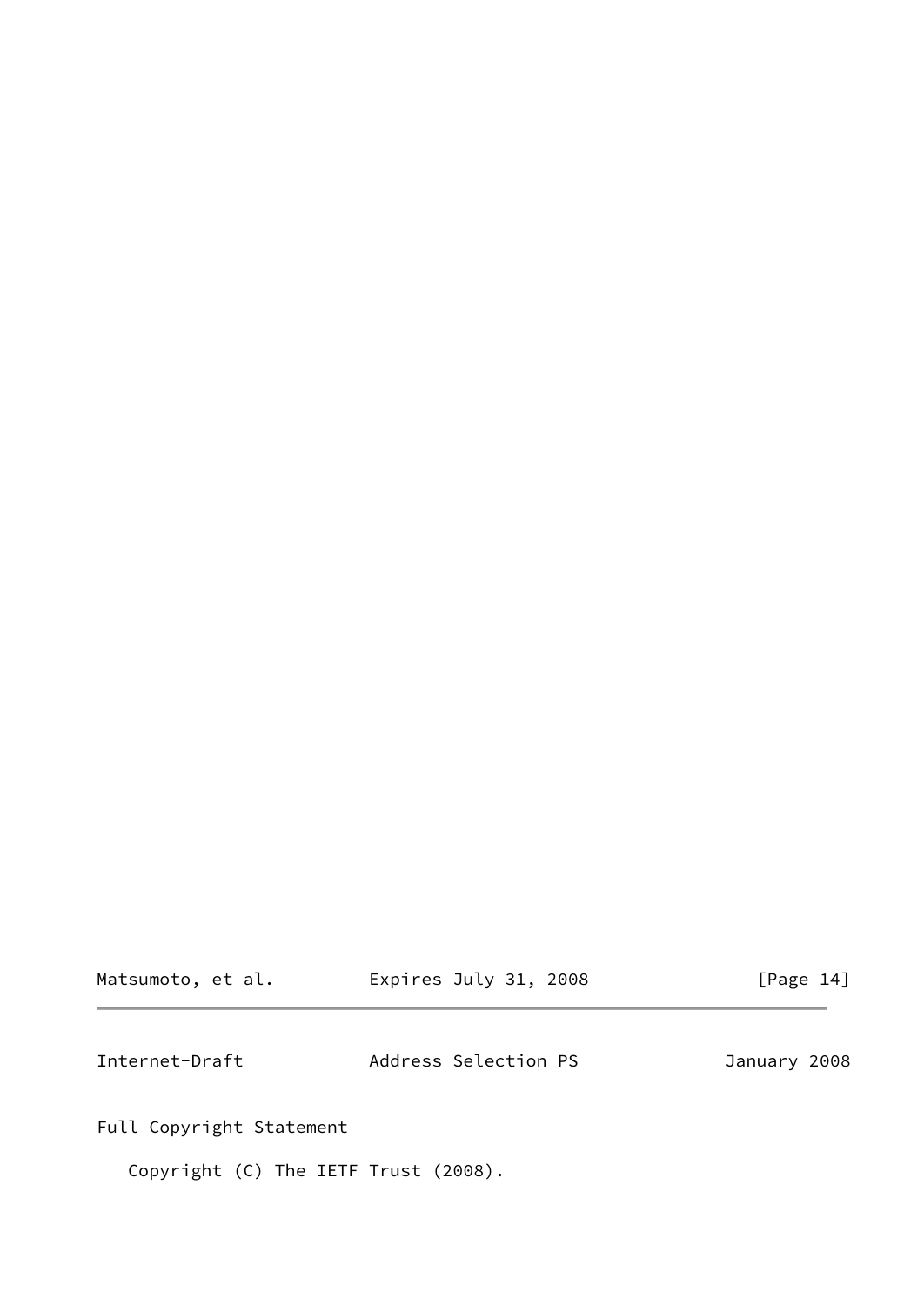## Full Copyright Statement

Copyright (C) The IETF Trust (2008).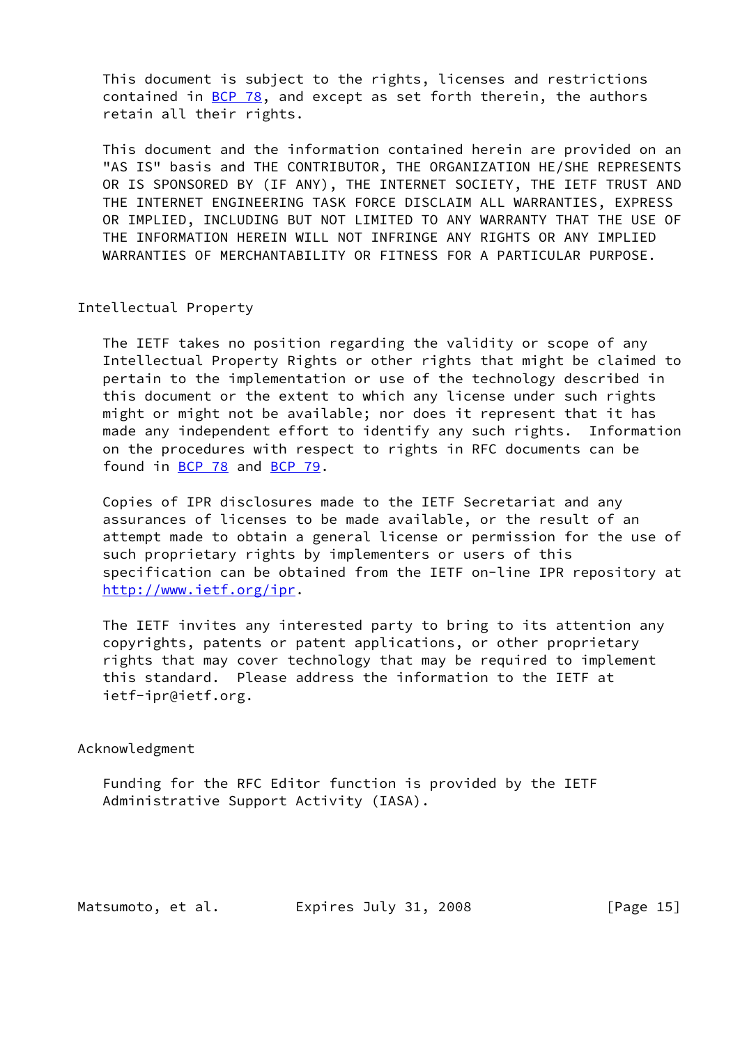This document is subject to the rights, licenses and restrictions contained in BCP 78, and except as set forth therein, the authors retain all their rights.

This document and the information contained herein are provided on an "AS IS" basis and THE CONTRIBUTOR, THE ORGANIZATION HE/SHE REPRESENTS OR IS SPONSORED BY (IF ANY), THE INTERNET SOCIETY, THE IETF TRUST AND THE INTERNET ENGINEERING TASK FORCE DISCLAIM ALL WARRANTIES, EXPRESS OR IMPLIED, INCLUDING BUT NOT LIMITED TO ANY WARRANTY THAT THE USE OF THE INFORMATION HEREIN WILL NOT INFRINGE ANY RIGHTS OR ANY IMPLIED WARRANTIES OF MERCHANTABILITY OR FITNESS FOR A PARTICULAR PURPOSE.

## Intellectual Property

The IETF takes no position regarding the validity or scope of any Intellectual Property Rights or other rights that might be claimed to pertain to the implementation or use of the technology described in this document or the extent to which any license under such rights might or might not be available; nor does it represent that it has made any independent effort to identify any such rights. Information on the procedures with respect to rights in RFC documents can be found in BCP 78 and BCP 79.

Copies of IPR disclosures made to the IETF Secretariat and any assurances of licenses to be made available, or the result of an attempt made to obtain a general license or permission for the use of such proprietary rights by implementers or users of this specification can be obtained from the IETF on-line IPR repository at http://www.ietf.org/ipr.

The IETF invites any interested party to bring to its attention any copyrights, patents or patent applications, or other proprietary rights that may cover technology that may be required to implement this standard. Please address the information to the IETF at ietf-ipr@ietf.org.

## Acknowledgment

Funding for the RFC Editor function is provided by the IETF Administrative Support Activity (IASA).